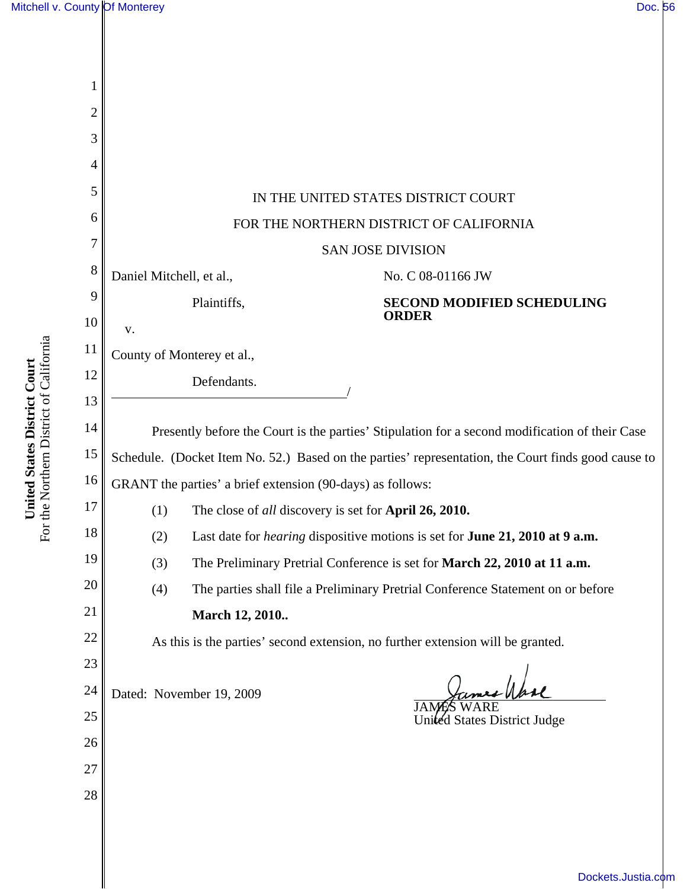IN THE UNITED STATES DISTRICT COURT

FOR THE NORTHERN DISTRICT OF CALIFORNIA

SAN JOSE DIVISION

Daniel Mitchell, et al.,

Plaintiffs,

v.

County of Monterey et al.,

Defendants.

/

No. C 08-01166 JW

**SECOND MODIFIED SCHEDULING ORDER**

Presently before the Court is the parties' Stipulation for a second modification of their Case Schedule. (Docket Item No. 52.) Based on the parties' representation, the Court finds good cause to GRANT the parties' a brief extension (90-days) as follows:

(1) The close of *all* discovery is set for **April 26, 2010.**

(2) Last date for *hearing* dispositive motions is set for **June 21, 2010 at 9 a.m.**

(3) The Preliminary Pretrial Conference is set for **March 22, 2010 at 11 a.m.**

(4) The parties shall file a Preliminary Pretrial Conference Statement on or before **March 12, 2010..**

As this is the parties' second extension, no further extension will be granted.

Dated: November 19, 2009

JAMES WARE
United States District Judge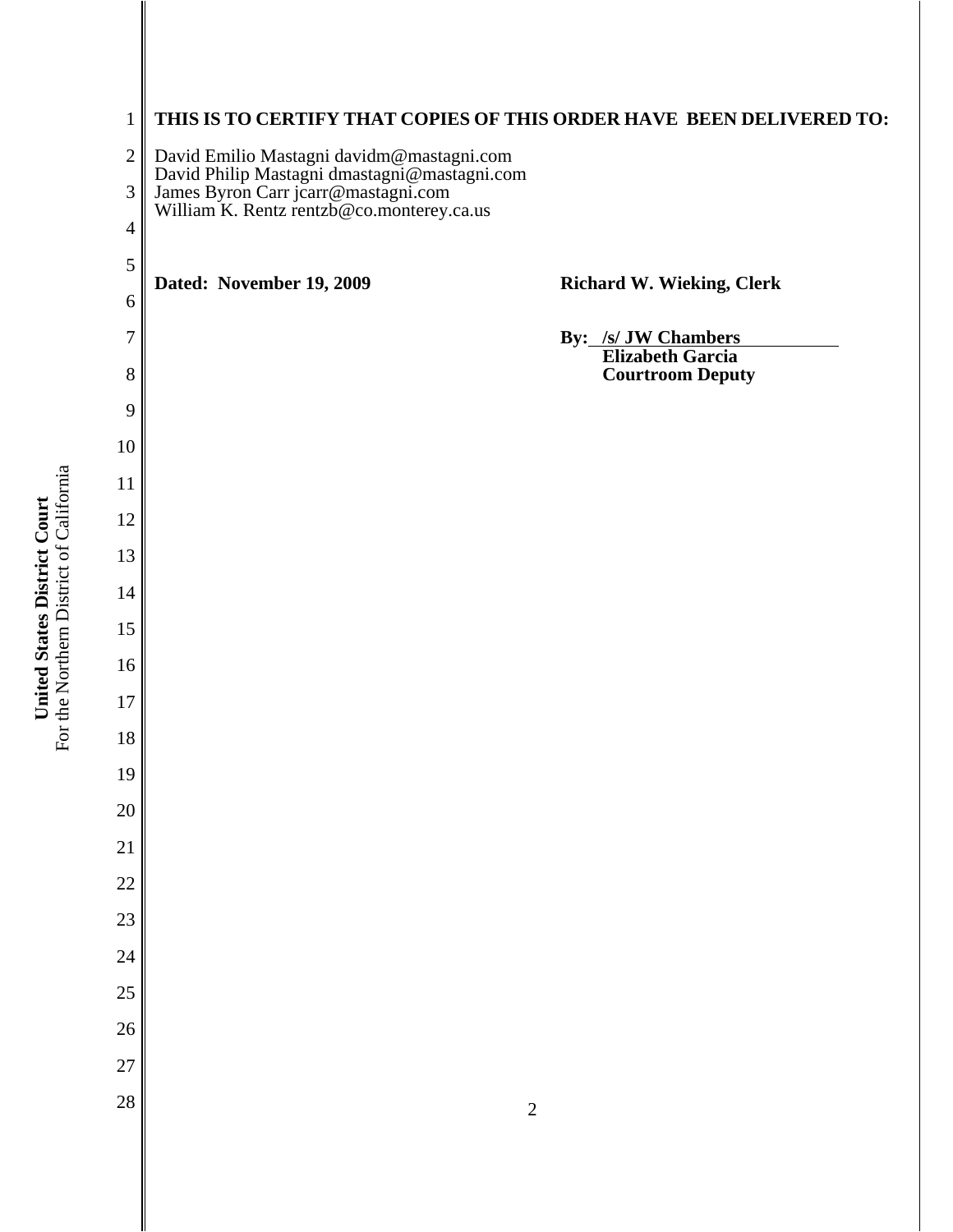**THIS IS TO CERTIFY THAT COPIES OF THIS ORDER HAVE BEEN DELIVERED TO:**

David Emilio Mastagni davidm@mastagni.com
David Philip Mastagni dmastagni@mastagni.com
James Byron Carr jcarr@mastagni.com
William K. Rentz rentzb@co.monterey.ca.us

**Dated: November 19, 2009**

**Richard W. Wieking, Clerk**

**By: /s/ JW Chambers**
**Elizabeth Garcia**
**Courtroom Deputy**